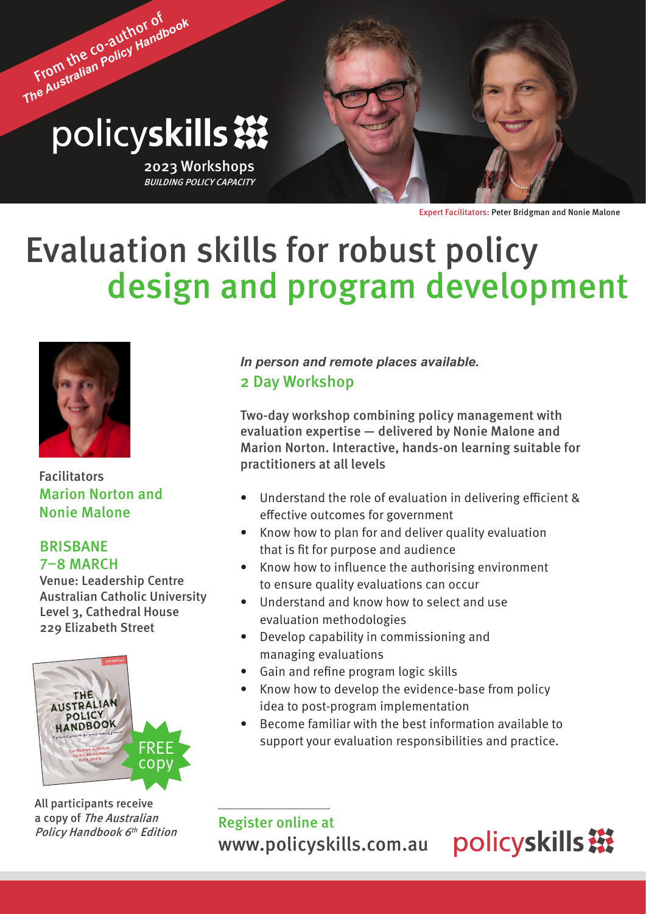*From the co-author of The Australian Policy Handbook*

policyskills

2023 Workshops
*BUILDING POLICY CAPACITY*

Expert Facilitators: Peter Bridgman and Nonie Malone

# Evaluation skills for robust policy design and program development

Facilitators
Marion Norton and Nonie Malone

## BRISBANE 7–8 MARCH

Venue: Leadership Centre
Australian Catholic University
Level 3, Cathedral House
229 Elizabeth Street

FREE copy

All participants receive a copy of *The Australian Policy Handbook 6th Edition*

***In person and remote places available.***

## 2 Day Workshop

Two-day workshop combining policy management with evaluation expertise — delivered by Nonie Malone and Marion Norton. Interactive, hands-on learning suitable for practitioners at all levels

- Understand the role of evaluation in delivering efficient & effective outcomes for government
- Know how to plan for and deliver quality evaluation that is fit for purpose and audience
- Know how to influence the authorising environment to ensure quality evaluations can occur
- Understand and know how to select and use evaluation methodologies
- Develop capability in commissioning and managing evaluations
- Gain and refine program logic skills
- Know how to develop the evidence-base from policy idea to post-program implementation
- Become familiar with the best information available to support your evaluation responsibilities and practice.

Register online at
www.policyskills.com.au

policyskills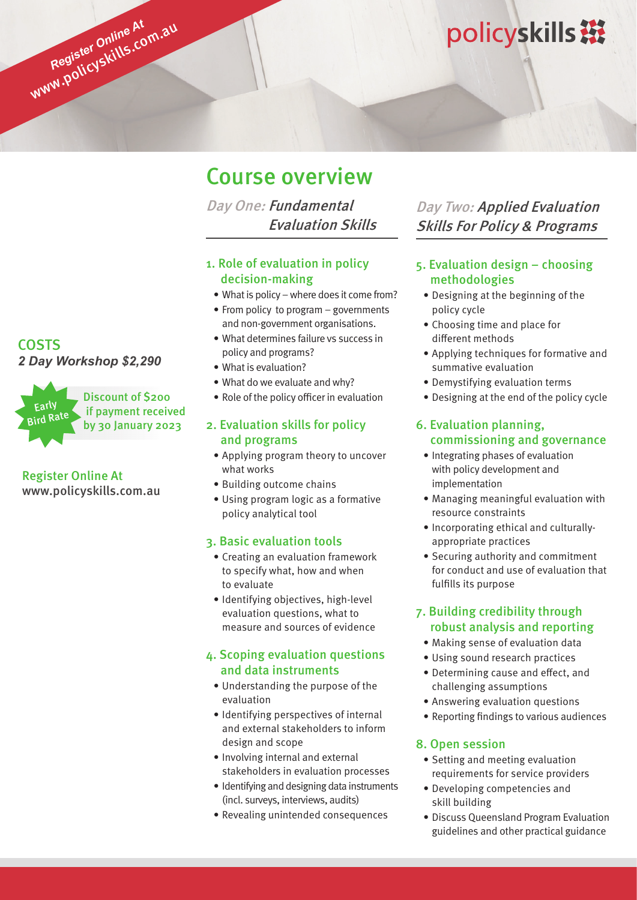Register Online At
www.policyskills.com.au

policyskills

# Course overview

**COSTS**

*2 Day Workshop $2,290*

Early Bird Rate

Discount of $200 if payment received by 30 January 2023

Register Online At
www.policyskills.com.au

## *Day One: Fundamental Evaluation Skills*

### 1. Role of evaluation in policy decision-making

- What is policy – where does it come from?
- From policy to program – governments and non-government organisations.
- What determines failure vs success in policy and programs?
- What is evaluation?
- What do we evaluate and why?
- Role of the policy officer in evaluation

### 2. Evaluation skills for policy and programs

- Applying program theory to uncover what works
- Building outcome chains
- Using program logic as a formative policy analytical tool

### 3. Basic evaluation tools

- Creating an evaluation framework to specify what, how and when to evaluate
- Identifying objectives, high-level evaluation questions, what to measure and sources of evidence

### 4. Scoping evaluation questions and data instruments

- Understanding the purpose of the evaluation
- Identifying perspectives of internal and external stakeholders to inform design and scope
- Involving internal and external stakeholders in evaluation processes
- Identifying and designing data instruments (incl. surveys, interviews, audits)
- Revealing unintended consequences

## *Day Two: Applied Evaluation Skills For Policy & Programs*

### 5. Evaluation design – choosing methodologies

- Designing at the beginning of the policy cycle
- Choosing time and place for different methods
- Applying techniques for formative and summative evaluation
- Demystifying evaluation terms
- Designing at the end of the policy cycle

### 6. Evaluation planning, commissioning and governance

- Integrating phases of evaluation with policy development and implementation
- Managing meaningful evaluation with resource constraints
- Incorporating ethical and culturally-appropriate practices
- Securing authority and commitment for conduct and use of evaluation that fulfills its purpose

### 7. Building credibility through robust analysis and reporting

- Making sense of evaluation data
- Using sound research practices
- Determining cause and effect, and challenging assumptions
- Answering evaluation questions
- Reporting findings to various audiences

### 8. Open session

- Setting and meeting evaluation requirements for service providers
- Developing competencies and skill building
- Discuss Queensland Program Evaluation guidelines and other practical guidance